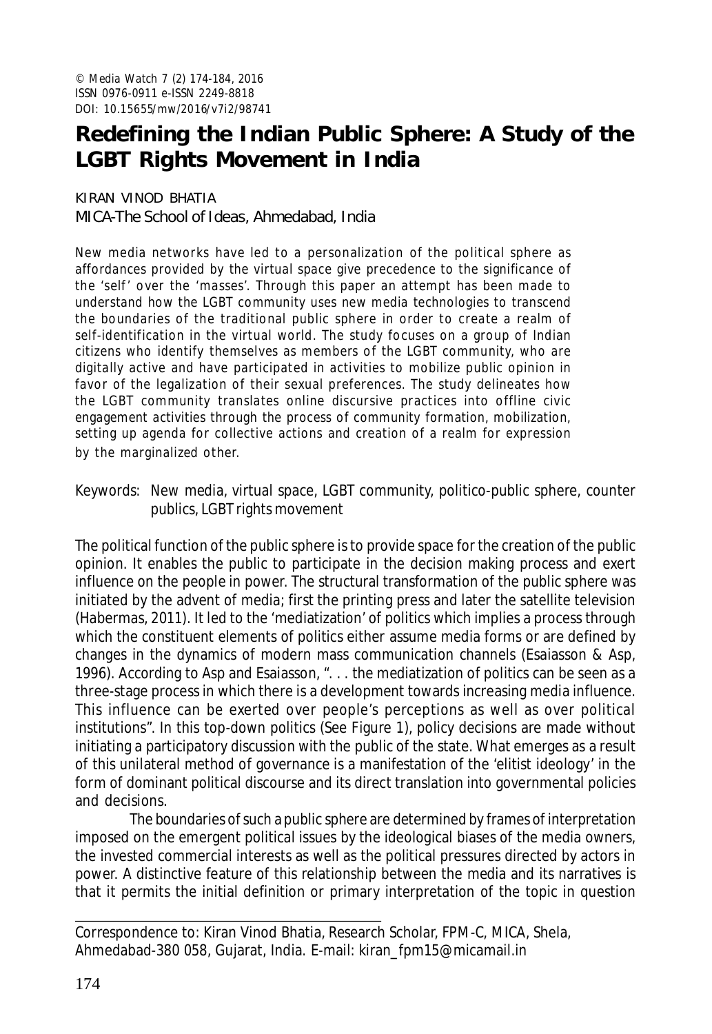© Media Watch 7 (2) 174-184, 2016
ISSN 0976-0911 e-ISSN 2249-8818
DOI: 10.15655/mw/2016/v7i2/98741

# Redefining the Indian Public Sphere: A Study of the LGBT Rights Movement in India

KIRAN VINOD BHATIA
MICA-The School of Ideas, Ahmedabad, India

New media networks have led to a personalization of the political sphere as affordances provided by the virtual space give precedence to the significance of the 'self' over the 'masses'. Through this paper an attempt has been made to understand how the LGBT community uses new media technologies to transcend the boundaries of the traditional public sphere in order to create a realm of self-identification in the virtual world. The study focuses on a group of Indian citizens who identify themselves as members of the LGBT community, who are digitally active and have participated in activities to mobilize public opinion in favor of the legalization of their sexual preferences. The study delineates how the LGBT community translates online discursive practices into offline civic engagement activities through the process of community formation, mobilization, setting up agenda for collective actions and creation of a realm for expression by the marginalized other.

Keywords: New media, virtual space, LGBT community, politico-public sphere, counter publics, LGBT rights movement

The political function of the public sphere is to provide space for the creation of the public opinion. It enables the public to participate in the decision making process and exert influence on the people in power. The structural transformation of the public sphere was initiated by the advent of media; first the printing press and later the satellite television (Habermas, 2011). It led to the 'mediatization' of politics which implies a process through which the constituent elements of politics either assume media forms or are defined by changes in the dynamics of modern mass communication channels (Esaiasson & Asp, 1996). According to Asp and Esaiasson, ". . . the mediatization of politics can be seen as a three-stage process in which there is a development towards increasing media influence. This influence can be exerted over people's perceptions as well as over political institutions". In this top-down politics (See Figure 1), policy decisions are made without initiating a participatory discussion with the public of the state. What emerges as a result of this unilateral method of governance is a manifestation of the 'elitist ideology' in the form of dominant political discourse and its direct translation into governmental policies and decisions.

The boundaries of such a public sphere are determined by frames of interpretation imposed on the emergent political issues by the ideological biases of the media owners, the invested commercial interests as well as the political pressures directed by actors in power. A distinctive feature of this relationship between the media and its narratives is that it permits the initial definition or primary interpretation of the topic in question

Correspondence to: Kiran Vinod Bhatia, Research Scholar, FPM-C, MICA, Shela, Ahmedabad-380 058, Gujarat, India. E-mail: kiran_fpm15@micamail.in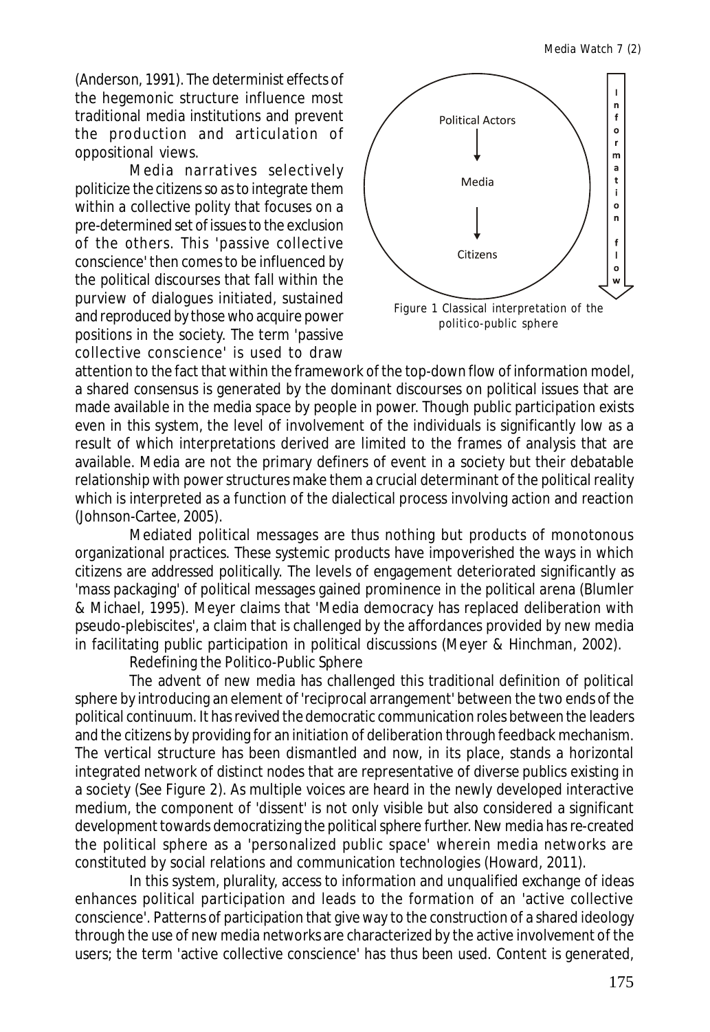(Anderson, 1991). The determinist effects of the hegemonic structure influence most traditional media institutions and prevent the production and articulation of oppositional views.

Media narratives selectively politicize the citizens so as to integrate them within a collective polity that focuses on a pre-determined set of issues to the exclusion of the others. This 'passive collective conscience' then comes to be influenced by the political discourses that fall within the purview of dialogues initiated, sustained and reproduced by those who acquire power positions in the society. The term 'passive collective conscience' is used to draw attention to the fact that within the framework of the top-down flow of information model, a shared consensus is generated by the dominant discourses on political issues that are made available in the media space by people in power. Though public participation exists even in this system, the level of involvement of the individuals is significantly low as a result of which interpretations derived are limited to the frames of analysis that are available. Media are not the primary definers of event in a society but their debatable relationship with power structures make them a crucial determinant of the political reality which is interpreted as a function of the dialectical process involving action and reaction (Johnson-Cartee, 2005).

Political Actors → Media → Citizens (Information flow)

Figure 1 Classical interpretation of the politico-public sphere

Mediated political messages are thus nothing but products of monotonous organizational practices. These systemic products have impoverished the ways in which citizens are addressed politically. The levels of engagement deteriorated significantly as 'mass packaging' of political messages gained prominence in the political arena (Blumler & Michael, 1995). Meyer claims that 'Media democracy has replaced deliberation with pseudo-plebiscites', a claim that is challenged by the affordances provided by new media in facilitating public participation in political discussions (Meyer & Hinchman, 2002).

## Redefining the Politico-Public Sphere

The advent of new media has challenged this traditional definition of political sphere by introducing an element of 'reciprocal arrangement' between the two ends of the political continuum. It has revived the democratic communication roles between the leaders and the citizens by providing for an initiation of deliberation through feedback mechanism. The vertical structure has been dismantled and now, in its place, stands a horizontal integrated network of distinct nodes that are representative of diverse publics existing in a society (See Figure 2). As multiple voices are heard in the newly developed interactive medium, the component of 'dissent' is not only visible but also considered a significant development towards democratizing the political sphere further. New media has re-created the political sphere as a 'personalized public space' wherein media networks are constituted by social relations and communication technologies (Howard, 2011).

In this system, plurality, access to information and unqualified exchange of ideas enhances political participation and leads to the formation of an 'active collective conscience'. Patterns of participation that give way to the construction of a shared ideology through the use of new media networks are characterized by the active involvement of the users; the term 'active collective conscience' has thus been used. Content is generated,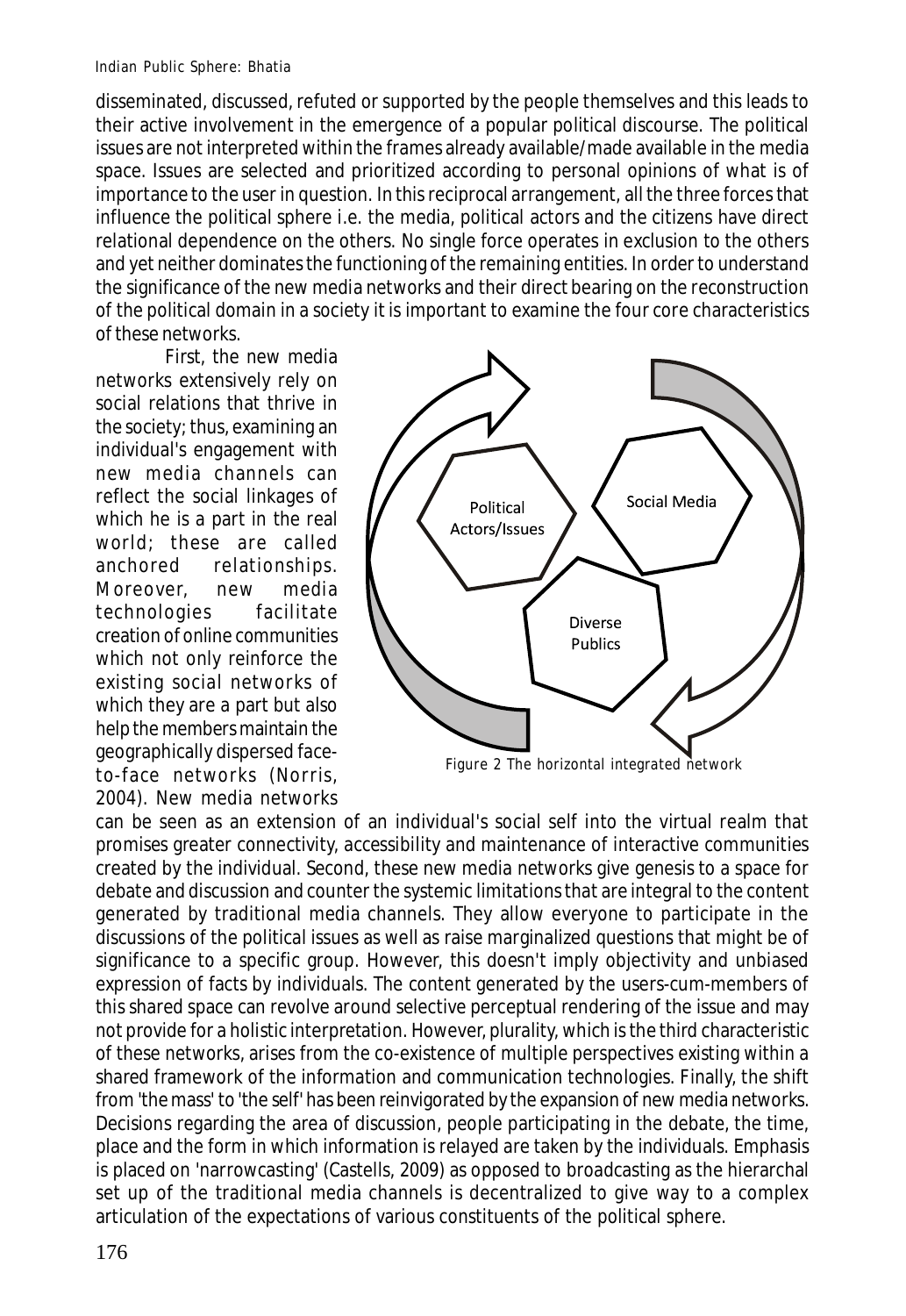disseminated, discussed, refuted or supported by the people themselves and this leads to their active involvement in the emergence of a popular political discourse. The political issues are not interpreted within the frames already available/made available in the media space. Issues are selected and prioritized according to personal opinions of what is of importance to the user in question. In this reciprocal arrangement, all the three forces that influence the political sphere i.e. the media, political actors and the citizens have direct relational dependence on the others. No single force operates in exclusion to the others and yet neither dominates the functioning of the remaining entities. In order to understand the significance of the new media networks and their direct bearing on the reconstruction of the political domain in a society it is important to examine the four core characteristics of these networks.

First, the new media networks extensively rely on social relations that thrive in the society; thus, examining an individual's engagement with new media channels can reflect the social linkages of which he is a part in the real world; these are called anchored relationships. Moreover, new media technologies facilitate creation of online communities which not only reinforce the existing social networks of which they are a part but also help the members maintain the geographically dispersed face-to-face networks (Norris, 2004). New media networks can be seen as an extension of an individual's social self into the virtual realm that promises greater connectivity, accessibility and maintenance of interactive communities created by the individual. Second, these new media networks give genesis to a space for debate and discussion and counter the systemic limitations that are integral to the content generated by traditional media channels. They allow everyone to participate in the discussions of the political issues as well as raise marginalized questions that might be of significance to a specific group. However, this doesn't imply objectivity and unbiased expression of facts by individuals. The content generated by the users-cum-members of this shared space can revolve around selective perceptual rendering of the issue and may not provide for a holistic interpretation. However, plurality, which is the third characteristic of these networks, arises from the co-existence of multiple perspectives existing within a shared framework of the information and communication technologies. Finally, the shift from 'the mass' to 'the self' has been reinvigorated by the expansion of new media networks. Decisions regarding the area of discussion, people participating in the debate, the time, place and the form in which information is relayed are taken by the individuals. Emphasis is placed on 'narrowcasting' (Castells, 2009) as opposed to broadcasting as the hierarchal set up of the traditional media channels is decentralized to give way to a complex articulation of the expectations of various constituents of the political sphere.

Political Actors/Issues

Social Media

Diverse Publics

Figure 2 The horizontal integrated network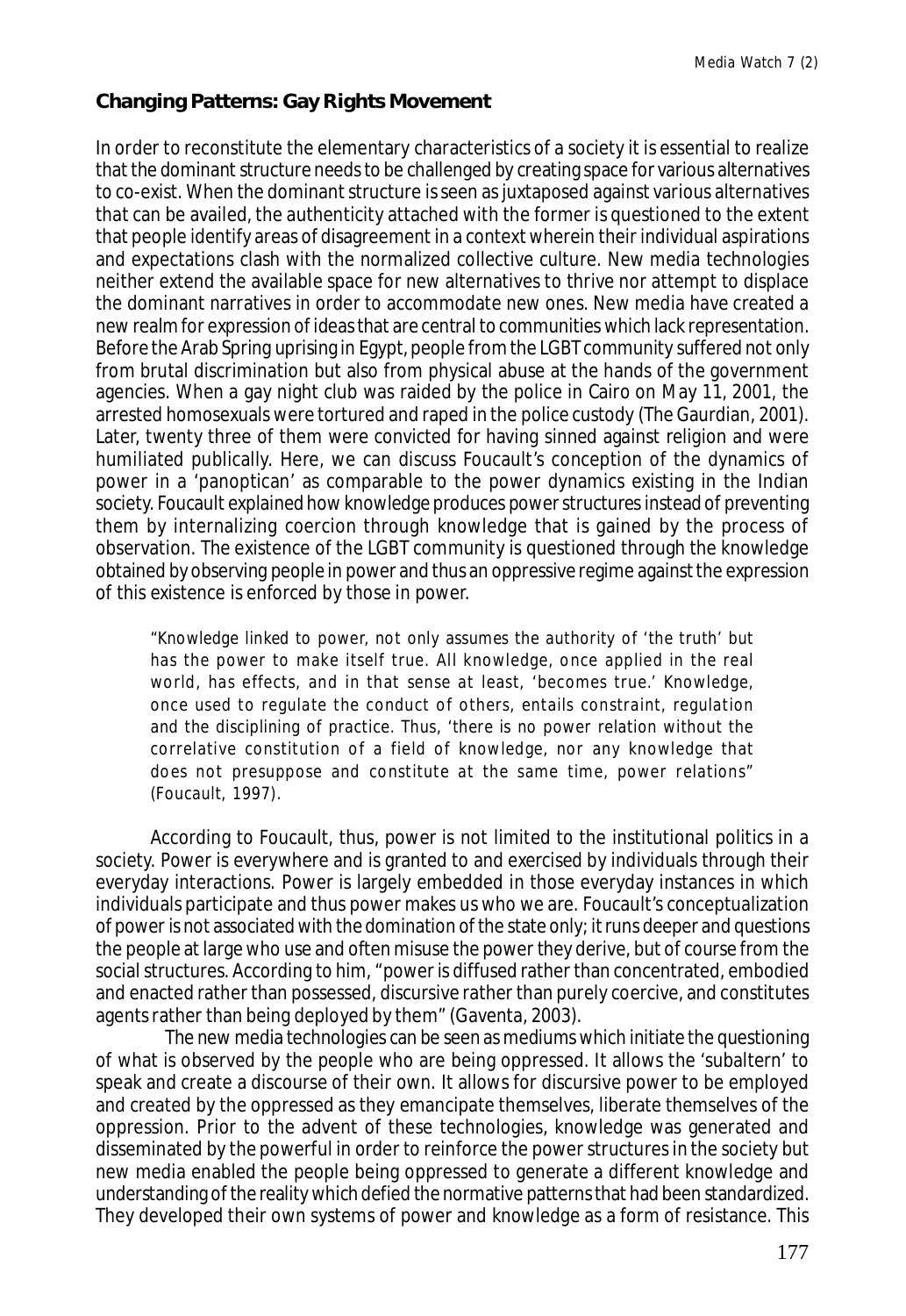## Changing Patterns: Gay Rights Movement

In order to reconstitute the elementary characteristics of a society it is essential to realize that the dominant structure needs to be challenged by creating space for various alternatives to co-exist. When the dominant structure is seen as juxtaposed against various alternatives that can be availed, the authenticity attached with the former is questioned to the extent that people identify areas of disagreement in a context wherein their individual aspirations and expectations clash with the normalized collective culture. New media technologies neither extend the available space for new alternatives to thrive nor attempt to displace the dominant narratives in order to accommodate new ones. New media have created a new realm for expression of ideas that are central to communities which lack representation. Before the Arab Spring uprising in Egypt, people from the LGBT community suffered not only from brutal discrimination but also from physical abuse at the hands of the government agencies. When a gay night club was raided by the police in Cairo on May 11, 2001, the arrested homosexuals were tortured and raped in the police custody (The Gaurdian, 2001). Later, twenty three of them were convicted for having sinned against religion and were humiliated publically. Here, we can discuss Foucault's conception of the dynamics of power in a 'panoptican' as comparable to the power dynamics existing in the Indian society. Foucault explained how knowledge produces power structures instead of preventing them by internalizing coercion through knowledge that is gained by the process of observation. The existence of the LGBT community is questioned through the knowledge obtained by observing people in power and thus an oppressive regime against the expression of this existence is enforced by those in power.

> "Knowledge linked to power, not only assumes the authority of 'the truth' but has the power to make itself true. All knowledge, once applied in the real world, has effects, and in that sense at least, 'becomes true.' Knowledge, once used to regulate the conduct of others, entails constraint, regulation and the disciplining of practice. Thus, 'there is no power relation without the correlative constitution of a field of knowledge, nor any knowledge that does not presuppose and constitute at the same time, power relations" (Foucault, 1997).

According to Foucault, thus, power is not limited to the institutional politics in a society. Power is everywhere and is granted to and exercised by individuals through their everyday interactions. Power is largely embedded in those everyday instances in which individuals participate and thus power makes us who we are. Foucault's conceptualization of power is not associated with the domination of the state only; it runs deeper and questions the people at large who use and often misuse the power they derive, but of course from the social structures. According to him, "power is diffused rather than concentrated, embodied and enacted rather than possessed, discursive rather than purely coercive, and constitutes agents rather than being deployed by them" (Gaventa, 2003).

The new media technologies can be seen as mediums which initiate the questioning of what is observed by the people who are being oppressed. It allows the 'subaltern' to speak and create a discourse of their own. It allows for discursive power to be employed and created by the oppressed as they emancipate themselves, liberate themselves of the oppression. Prior to the advent of these technologies, knowledge was generated and disseminated by the powerful in order to reinforce the power structures in the society but new media enabled the people being oppressed to generate a different knowledge and understanding of the reality which defied the normative patterns that had been standardized. They developed their own systems of power and knowledge as a form of resistance. This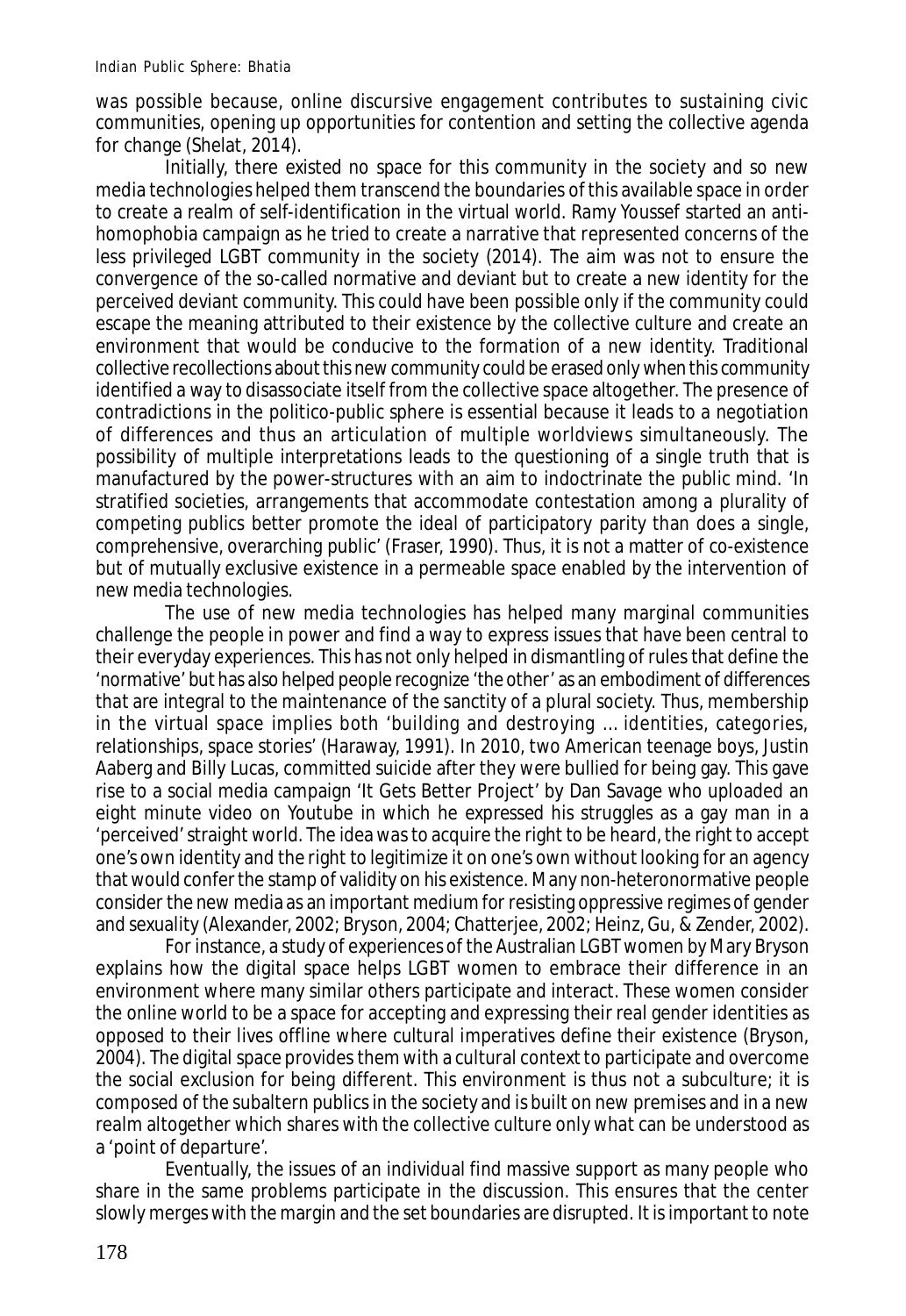was possible because, online discursive engagement contributes to sustaining civic communities, opening up opportunities for contention and setting the collective agenda for change (Shelat, 2014).

Initially, there existed no space for this community in the society and so new media technologies helped them transcend the boundaries of this available space in order to create a realm of self-identification in the virtual world. Ramy Youssef started an anti-homophobia campaign as he tried to create a narrative that represented concerns of the less privileged LGBT community in the society (2014). The aim was not to ensure the convergence of the so-called normative and deviant but to create a new identity for the perceived deviant community. This could have been possible only if the community could escape the meaning attributed to their existence by the collective culture and create an environment that would be conducive to the formation of a new identity. Traditional collective recollections about this new community could be erased only when this community identified a way to disassociate itself from the collective space altogether. The presence of contradictions in the politico-public sphere is essential because it leads to a negotiation of differences and thus an articulation of multiple worldviews simultaneously. The possibility of multiple interpretations leads to the questioning of a single truth that is manufactured by the power-structures with an aim to indoctrinate the public mind. 'In stratified societies, arrangements that accommodate contestation among a plurality of competing publics better promote the ideal of participatory parity than does a single, comprehensive, overarching public' (Fraser, 1990). Thus, it is not a matter of co-existence but of mutually exclusive existence in a permeable space enabled by the intervention of new media technologies.

The use of new media technologies has helped many marginal communities challenge the people in power and find a way to express issues that have been central to their everyday experiences. This has not only helped in dismantling of rules that define the 'normative' but has also helped people recognize 'the other' as an embodiment of differences that are integral to the maintenance of the sanctity of a plural society. Thus, membership in the virtual space implies both 'building and destroying ... identities, categories, relationships, space stories' (Haraway, 1991). In 2010, two American teenage boys, Justin Aaberg and Billy Lucas, committed suicide after they were bullied for being gay. This gave rise to a social media campaign 'It Gets Better Project' by Dan Savage who uploaded an eight minute video on Youtube in which he expressed his struggles as a gay man in a 'perceived' straight world. The idea was to acquire the right to be heard, the right to accept one's own identity and the right to legitimize it on one's own without looking for an agency that would confer the stamp of validity on his existence. Many non-heteronormative people consider the new media as an important medium for resisting oppressive regimes of gender and sexuality (Alexander, 2002; Bryson, 2004; Chatterjee, 2002; Heinz, Gu, & Zender, 2002).

For instance, a study of experiences of the Australian LGBT women by Mary Bryson explains how the digital space helps LGBT women to embrace their difference in an environment where many similar others participate and interact. These women consider the online world to be a space for accepting and expressing their real gender identities as opposed to their lives offline where cultural imperatives define their existence (Bryson, 2004). The digital space provides them with a cultural context to participate and overcome the social exclusion for being different. This environment is thus not a subculture; it is composed of the subaltern publics in the society and is built on new premises and in a new realm altogether which shares with the collective culture only what can be understood as a 'point of departure'.

Eventually, the issues of an individual find massive support as many people who share in the same problems participate in the discussion. This ensures that the center slowly merges with the margin and the set boundaries are disrupted. It is important to note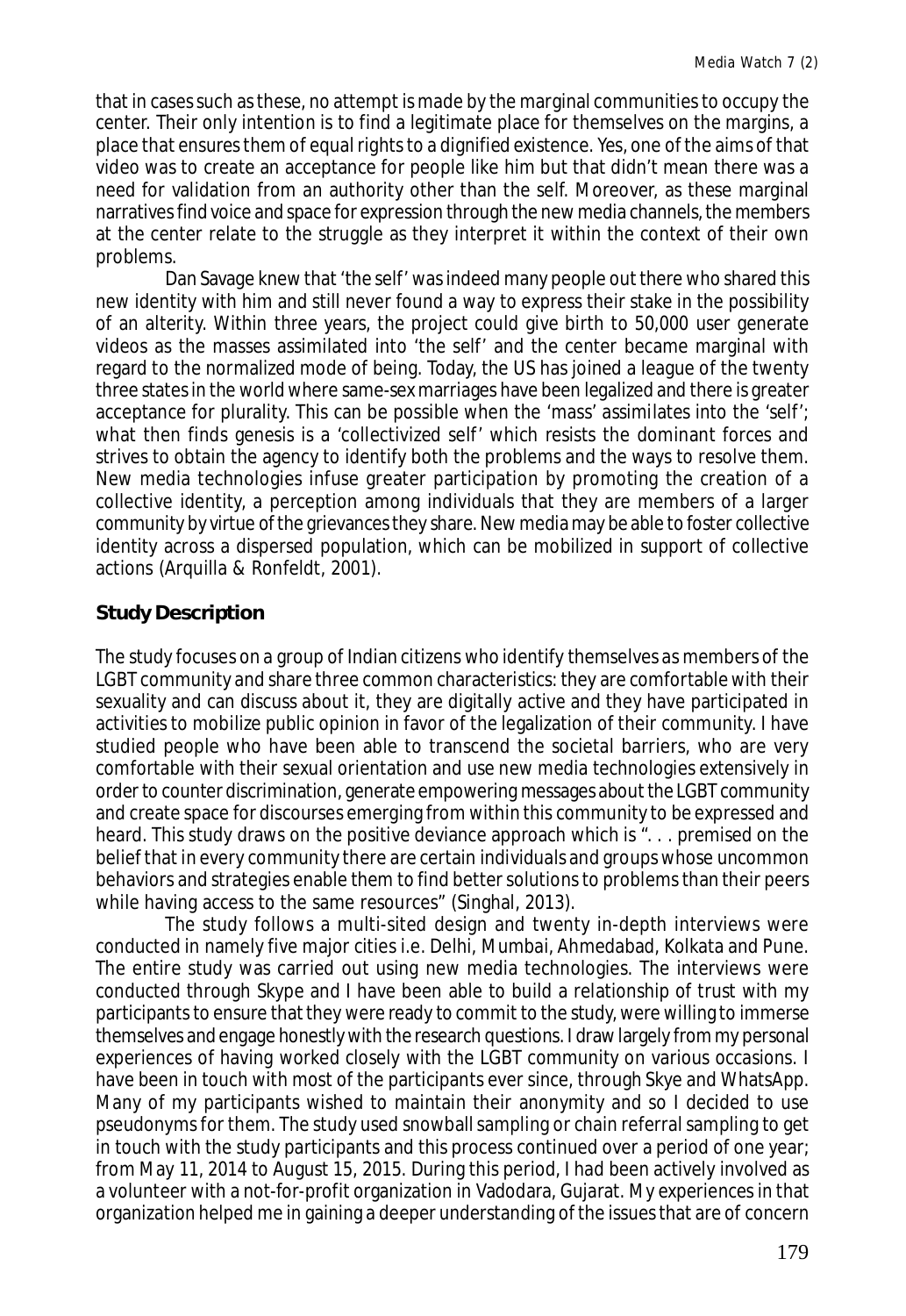that in cases such as these, no attempt is made by the marginal communities to occupy the center. Their only intention is to find a legitimate place for themselves on the margins, a place that ensures them of equal rights to a dignified existence. Yes, one of the aims of that video was to create an acceptance for people like him but that didn't mean there was a need for validation from an authority other than the self. Moreover, as these marginal narratives find voice and space for expression through the new media channels, the members at the center relate to the struggle as they interpret it within the context of their own problems.

Dan Savage knew that 'the self' was indeed many people out there who shared this new identity with him and still never found a way to express their stake in the possibility of an alterity. Within three years, the project could give birth to 50,000 user generate videos as the masses assimilated into 'the self' and the center became marginal with regard to the normalized mode of being. Today, the US has joined a league of the twenty three states in the world where same-sex marriages have been legalized and there is greater acceptance for plurality. This can be possible when the 'mass' assimilates into the 'self'; what then finds genesis is a 'collectivized self' which resists the dominant forces and strives to obtain the agency to identify both the problems and the ways to resolve them. New media technologies infuse greater participation by promoting the creation of a collective identity, a perception among individuals that they are members of a larger community by virtue of the grievances they share. New media may be able to foster collective identity across a dispersed population, which can be mobilized in support of collective actions (Arquilla & Ronfeldt, 2001).

## Study Description

The study focuses on a group of Indian citizens who identify themselves as members of the LGBT community and share three common characteristics: they are comfortable with their sexuality and can discuss about it, they are digitally active and they have participated in activities to mobilize public opinion in favor of the legalization of their community. I have studied people who have been able to transcend the societal barriers, who are very comfortable with their sexual orientation and use new media technologies extensively in order to counter discrimination, generate empowering messages about the LGBT community and create space for discourses emerging from within this community to be expressed and heard. This study draws on the positive deviance approach which is ". . . premised on the belief that in every community there are certain individuals and groups whose uncommon behaviors and strategies enable them to find better solutions to problems than their peers while having access to the same resources" (Singhal, 2013).

The study follows a multi-sited design and twenty in-depth interviews were conducted in namely five major cities i.e. Delhi, Mumbai, Ahmedabad, Kolkata and Pune. The entire study was carried out using new media technologies. The interviews were conducted through Skype and I have been able to build a relationship of trust with my participants to ensure that they were ready to commit to the study, were willing to immerse themselves and engage honestly with the research questions. I draw largely from my personal experiences of having worked closely with the LGBT community on various occasions. I have been in touch with most of the participants ever since, through Skye and WhatsApp. Many of my participants wished to maintain their anonymity and so I decided to use pseudonyms for them. The study used snowball sampling or chain referral sampling to get in touch with the study participants and this process continued over a period of one year; from May 11, 2014 to August 15, 2015. During this period, I had been actively involved as a volunteer with a not-for-profit organization in Vadodara, Gujarat. My experiences in that organization helped me in gaining a deeper understanding of the issues that are of concern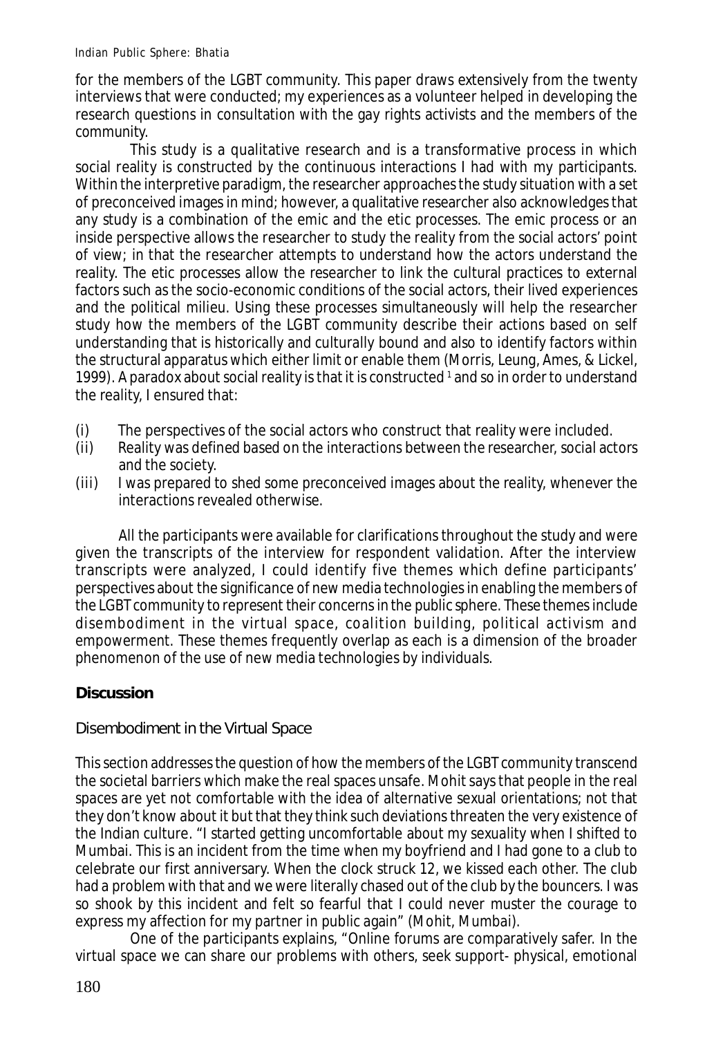for the members of the LGBT community. This paper draws extensively from the twenty interviews that were conducted; my experiences as a volunteer helped in developing the research questions in consultation with the gay rights activists and the members of the community.

This study is a qualitative research and is a transformative process in which social reality is constructed by the continuous interactions I had with my participants. Within the interpretive paradigm, the researcher approaches the study situation with a set of preconceived images in mind; however, a qualitative researcher also acknowledges that any study is a combination of the emic and the etic processes. The emic process or an inside perspective allows the researcher to study the reality from the social actors' point of view; in that the researcher attempts to understand how the actors understand the reality. The etic processes allow the researcher to link the cultural practices to external factors such as the socio-economic conditions of the social actors, their lived experiences and the political milieu. Using these processes simultaneously will help the researcher study how the members of the LGBT community describe their actions based on self understanding that is historically and culturally bound and also to identify factors within the structural apparatus which either limit or enable them (Morris, Leung, Ames, & Lickel, 1999). A paradox about social reality is that it is constructed [1] and so in order to understand the reality, I ensured that:

(i) The perspectives of the social actors who construct that reality were included.
(ii) Reality was defined based on the interactions between the researcher, social actors and the society.
(iii) I was prepared to shed some preconceived images about the reality, whenever the interactions revealed otherwise.

All the participants were available for clarifications throughout the study and were given the transcripts of the interview for respondent validation. After the interview transcripts were analyzed, I could identify five themes which define participants' perspectives about the significance of new media technologies in enabling the members of the LGBT community to represent their concerns in the public sphere. These themes include disembodiment in the virtual space, coalition building, political activism and empowerment. These themes frequently overlap as each is a dimension of the broader phenomenon of the use of new media technologies by individuals.

## Discussion

### Disembodiment in the Virtual Space

This section addresses the question of how the members of the LGBT community transcend the societal barriers which make the real spaces unsafe. Mohit says that people in the real spaces are yet not comfortable with the idea of alternative sexual orientations; not that they don't know about it but that they think such deviations threaten the very existence of the Indian culture. "I started getting uncomfortable about my sexuality when I shifted to Mumbai. This is an incident from the time when my boyfriend and I had gone to a club to celebrate our first anniversary. When the clock struck 12, we kissed each other. The club had a problem with that and we were literally chased out of the club by the bouncers. I was so shook by this incident and felt so fearful that I could never muster the courage to express my affection for my partner in public again" (Mohit, Mumbai).

One of the participants explains, "Online forums are comparatively safer. In the virtual space we can share our problems with others, seek support- physical, emotional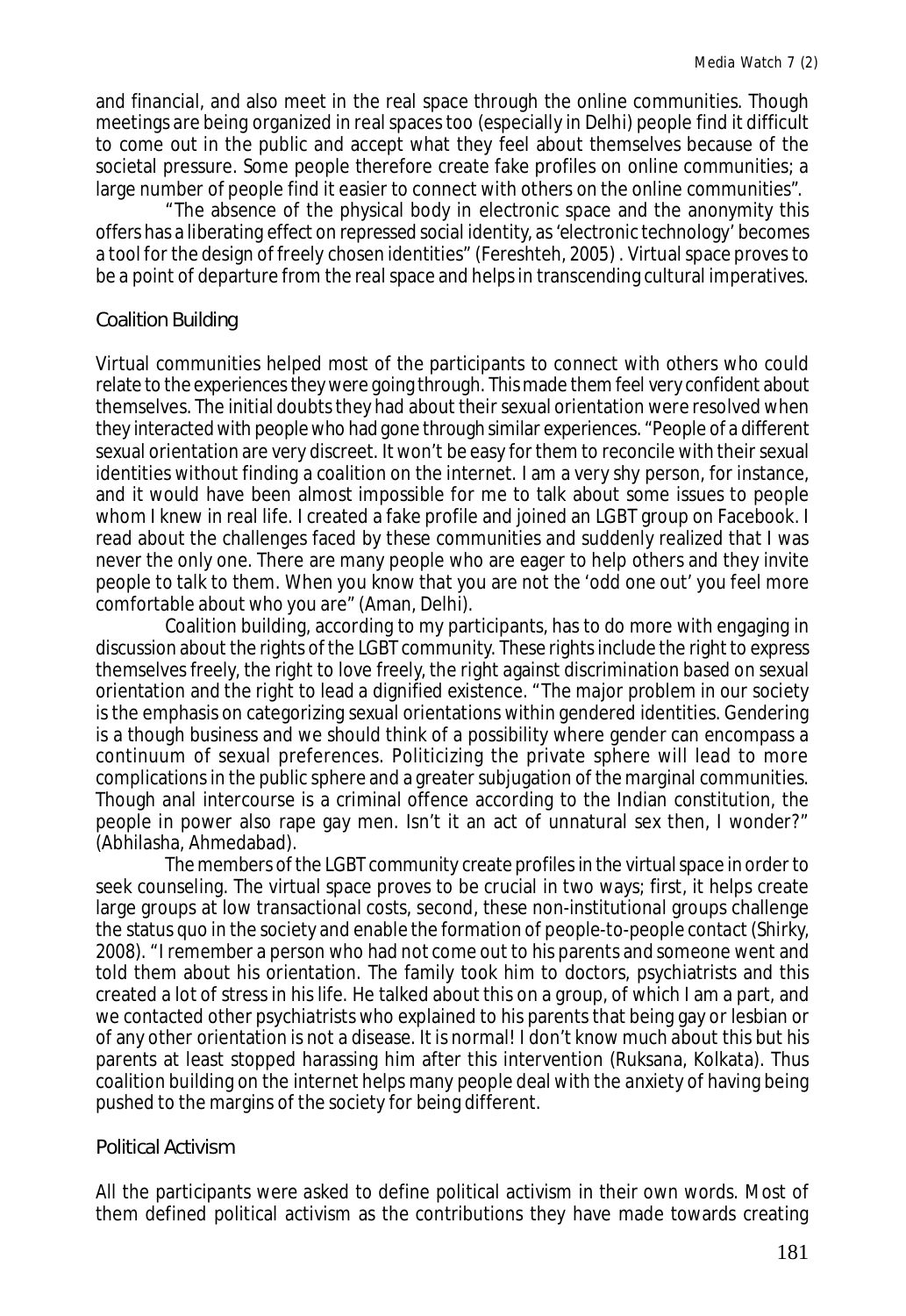and financial, and also meet in the real space through the online communities. Though meetings are being organized in real spaces too (especially in Delhi) people find it difficult to come out in the public and accept what they feel about themselves because of the societal pressure. Some people therefore create fake profiles on online communities; a large number of people find it easier to connect with others on the online communities".

"The absence of the physical body in electronic space and the anonymity this offers has a liberating effect on repressed social identity, as 'electronic technology' becomes a tool for the design of freely chosen identities" (Fereshteh, 2005) . Virtual space proves to be a point of departure from the real space and helps in transcending cultural imperatives.

## Coalition Building

Virtual communities helped most of the participants to connect with others who could relate to the experiences they were going through. This made them feel very confident about themselves. The initial doubts they had about their sexual orientation were resolved when they interacted with people who had gone through similar experiences. "People of a different sexual orientation are very discreet. It won't be easy for them to reconcile with their sexual identities without finding a coalition on the internet. I am a very shy person, for instance, and it would have been almost impossible for me to talk about some issues to people whom I knew in real life. I created a fake profile and joined an LGBT group on Facebook. I read about the challenges faced by these communities and suddenly realized that I was never the only one. There are many people who are eager to help others and they invite people to talk to them. When you know that you are not the 'odd one out' you feel more comfortable about who you are" (Aman, Delhi).

Coalition building, according to my participants, has to do more with engaging in discussion about the rights of the LGBT community. These rights include the right to express themselves freely, the right to love freely, the right against discrimination based on sexual orientation and the right to lead a dignified existence. "The major problem in our society is the emphasis on categorizing sexual orientations within gendered identities. Gendering is a though business and we should think of a possibility where gender can encompass a continuum of sexual preferences. Politicizing the private sphere will lead to more complications in the public sphere and a greater subjugation of the marginal communities. Though anal intercourse is a criminal offence according to the Indian constitution, the people in power also rape gay men. Isn't it an act of unnatural sex then, I wonder?" (Abhilasha, Ahmedabad).

The members of the LGBT community create profiles in the virtual space in order to seek counseling. The virtual space proves to be crucial in two ways; first, it helps create large groups at low transactional costs, second, these non-institutional groups challenge the status quo in the society and enable the formation of people-to-people contact (Shirky, 2008). "I remember a person who had not come out to his parents and someone went and told them about his orientation. The family took him to doctors, psychiatrists and this created a lot of stress in his life. He talked about this on a group, of which I am a part, and we contacted other psychiatrists who explained to his parents that being gay or lesbian or of any other orientation is not a disease. It is normal! I don't know much about this but his parents at least stopped harassing him after this intervention (Ruksana, Kolkata). Thus coalition building on the internet helps many people deal with the anxiety of having being pushed to the margins of the society for being different.

## Political Activism

All the participants were asked to define political activism in their own words. Most of them defined political activism as the contributions they have made towards creating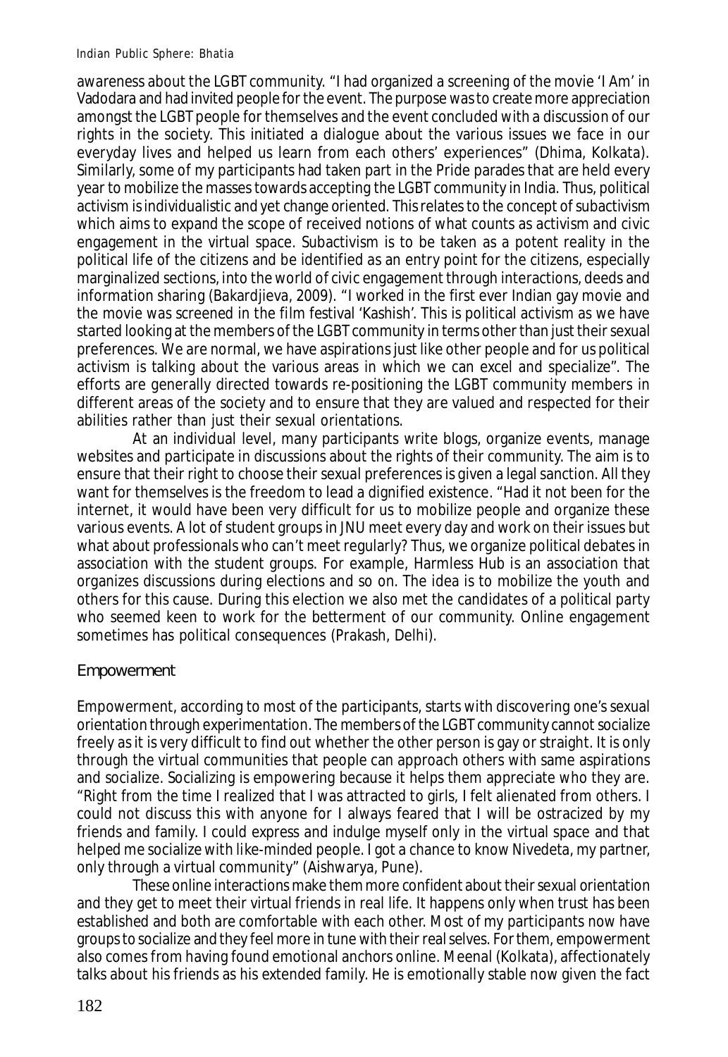awareness about the LGBT community. "I had organized a screening of the movie 'I Am' in Vadodara and had invited people for the event. The purpose was to create more appreciation amongst the LGBT people for themselves and the event concluded with a discussion of our rights in the society. This initiated a dialogue about the various issues we face in our everyday lives and helped us learn from each others' experiences" (Dhima, Kolkata). Similarly, some of my participants had taken part in the Pride parades that are held every year to mobilize the masses towards accepting the LGBT community in India. Thus, political activism is individualistic and yet change oriented. This relates to the concept of subactivism which aims to expand the scope of received notions of what counts as activism and civic engagement in the virtual space. Subactivism is to be taken as a potent reality in the political life of the citizens and be identified as an entry point for the citizens, especially marginalized sections, into the world of civic engagement through interactions, deeds and information sharing (Bakardjieva, 2009). "I worked in the first ever Indian gay movie and the movie was screened in the film festival 'Kashish'. This is political activism as we have started looking at the members of the LGBT community in terms other than just their sexual preferences. We are normal, we have aspirations just like other people and for us political activism is talking about the various areas in which we can excel and specialize". The efforts are generally directed towards re-positioning the LGBT community members in different areas of the society and to ensure that they are valued and respected for their abilities rather than just their sexual orientations.

At an individual level, many participants write blogs, organize events, manage websites and participate in discussions about the rights of their community. The aim is to ensure that their right to choose their sexual preferences is given a legal sanction. All they want for themselves is the freedom to lead a dignified existence. "Had it not been for the internet, it would have been very difficult for us to mobilize people and organize these various events. A lot of student groups in JNU meet every day and work on their issues but what about professionals who can't meet regularly? Thus, we organize political debates in association with the student groups. For example, Harmless Hub is an association that organizes discussions during elections and so on. The idea is to mobilize the youth and others for this cause. During this election we also met the candidates of a political party who seemed keen to work for the betterment of our community. Online engagement sometimes has political consequences (Prakash, Delhi).

### Empowerment

Empowerment, according to most of the participants, starts with discovering one's sexual orientation through experimentation. The members of the LGBT community cannot socialize freely as it is very difficult to find out whether the other person is gay or straight. It is only through the virtual communities that people can approach others with same aspirations and socialize. Socializing is empowering because it helps them appreciate who they are. "Right from the time I realized that I was attracted to girls, I felt alienated from others. I could not discuss this with anyone for I always feared that I will be ostracized by my friends and family. I could express and indulge myself only in the virtual space and that helped me socialize with like-minded people. I got a chance to know Nivedeta, my partner, only through a virtual community" (Aishwarya, Pune).

These online interactions make them more confident about their sexual orientation and they get to meet their virtual friends in real life. It happens only when trust has been established and both are comfortable with each other. Most of my participants now have groups to socialize and they feel more in tune with their real selves. For them, empowerment also comes from having found emotional anchors online. Meenal (Kolkata), affectionately talks about his friends as his extended family. He is emotionally stable now given the fact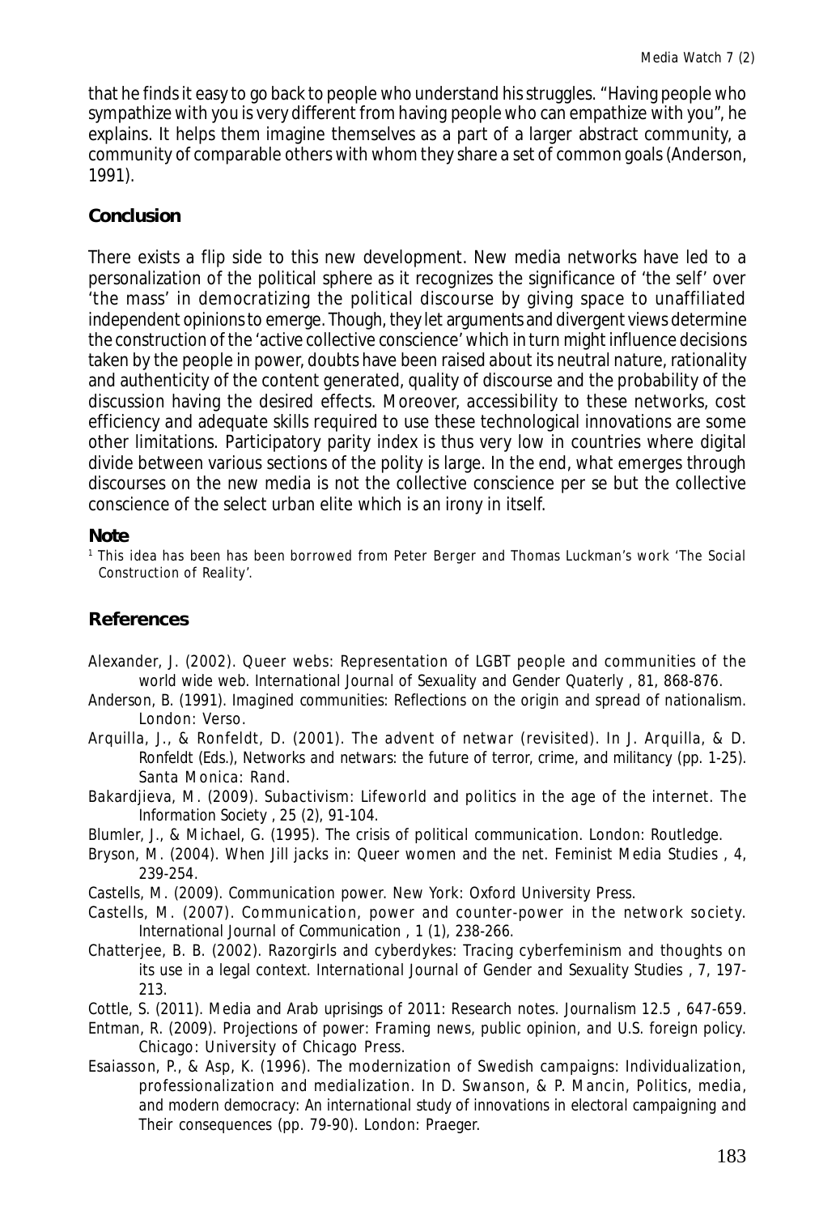that he finds it easy to go back to people who understand his struggles. "Having people who sympathize with you is very different from having people who can empathize with you", he explains. It helps them imagine themselves as a part of a larger abstract community, a community of comparable others with whom they share a set of common goals (Anderson, 1991).

## Conclusion

There exists a flip side to this new development. New media networks have led to a personalization of the political sphere as it recognizes the significance of 'the self' over 'the mass' in democratizing the political discourse by giving space to unaffiliated independent opinions to emerge. Though, they let arguments and divergent views determine the construction of the 'active collective conscience' which in turn might influence decisions taken by the people in power, doubts have been raised about its neutral nature, rationality and authenticity of the content generated, quality of discourse and the probability of the discussion having the desired effects. Moreover, accessibility to these networks, cost efficiency and adequate skills required to use these technological innovations are some other limitations. Participatory parity index is thus very low in countries where digital divide between various sections of the polity is large. In the end, what emerges through discourses on the new media is not the collective conscience per se but the collective conscience of the select urban elite which is an irony in itself.

### Note

[1] This idea has been has been borrowed from Peter Berger and Thomas Luckman's work 'The Social Construction of Reality'.

## References

Alexander, J. (2002). Queer webs: Representation of LGBT people and communities of the world wide web. *International Journal of Sexuality and Gender Quaterly*, 81, 868-876.

Anderson, B. (1991). *Imagined communities: Reflections on the origin and spread of nationalism.* London: Verso.

Arquilla, J., & Ronfeldt, D. (2001). The advent of netwar (revisited). In J. Arquilla, & D. Ronfeldt (Eds.), *Networks and netwars: the future of terror, crime, and militancy* (pp. 1-25). Santa Monica: Rand.

Bakardjieva, M. (2009). Subactivism: Lifeworld and politics in the age of the internet. *The Information Society*, 25 (2), 91-104.

Blumler, J., & Michael, G. (1995). *The crisis of political communication.* London: Routledge.

Bryson, M. (2004). When Jill jacks in: Queer women and the net. *Feminist Media Studies*, 4, 239-254.

Castells, M. (2009). *Communication power.* New York: Oxford University Press.

Castells, M. (2007). Communication, power and counter-power in the network society. *International Journal of Communication*, 1 (1), 238-266.

Chatterjee, B. B. (2002). Razorgirls and cyberdykes: Tracing cyberfeminism and thoughts on its use in a legal context. *International Journal of Gender and Sexuality Studies*, 7, 197-213.

Cottle, S. (2011). Media and Arab uprisings of 2011: Research notes. *Journalism 12.5*, 647-659.

Entman, R. (2009). *Projections of power: Framing news, public opinion, and U.S. foreign policy.* Chicago: University of Chicago Press.

Esaiasson, P., & Asp, K. (1996). The modernization of Swedish campaigns: Individualization, professionalization and medialization. In D. Swanson, & P. Mancin, *Politics, media, and modern democracy: An international study of innovations in electoral campaigning and Their consequences* (pp. 79-90). London: Praeger.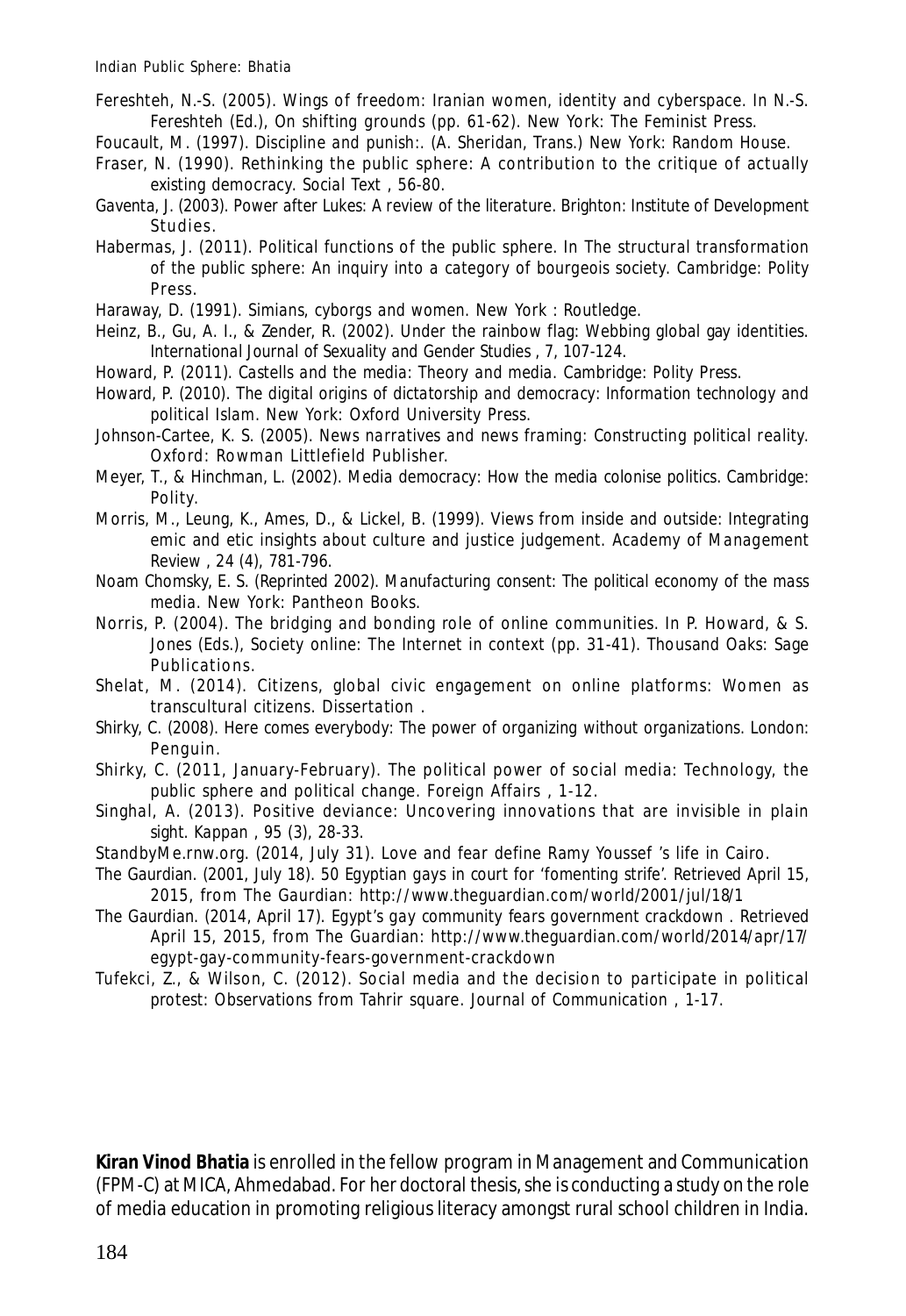Fereshteh, N.-S. (2005). Wings of freedom: Iranian women, identity and cyberspace. In N.-S. Fereshteh (Ed.), *On shifting grounds* (pp. 61-62). New York: The Feminist Press.

Foucault, M. (1997). *Discipline and punish:*. (A. Sheridan, Trans.) New York: Random House.

Fraser, N. (1990). Rethinking the public sphere: A contribution to the critique of actually existing democracy. *Social Text*, 56-80.

Gaventa, J. (2003). *Power after Lukes: A review of the literature*. Brighton: Institute of Development Studies.

Habermas, J. (2011). Political functions of the public sphere. In *The structural transformation of the public sphere: An inquiry into a category of bourgeois society*. Cambridge: Polity Press.

Haraway, D. (1991). *Simians, cyborgs and women*. New York : Routledge.

Heinz, B., Gu, A. I., & Zender, R. (2002). Under the rainbow flag: Webbing global gay identities. *International Journal of Sexuality and Gender Studies*, 7, 107-124.

Howard, P. (2011). *Castells and the media: Theory and media*. Cambridge: Polity Press.

Howard, P. (2010). *The digital origins of dictatorship and democracy: Information technology and political Islam*. New York: Oxford University Press.

Johnson-Cartee, K. S. (2005). *News narratives and news framing: Constructing political reality*. Oxford: Rowman Littlefield Publisher.

Meyer, T., & Hinchman, L. (2002). *Media democracy: How the media colonise politics*. Cambridge: Polity.

Morris, M., Leung, K., Ames, D., & Lickel, B. (1999). Views from inside and outside: Integrating emic and etic insights about culture and justice judgement. *Academy of Management Review*, 24 (4), 781-796.

Noam Chomsky, E. S. (Reprinted 2002). *Manufacturing consent: The political economy of the mass media*. New York: Pantheon Books.

Norris, P. (2004). The bridging and bonding role of online communities. In P. Howard, & S. Jones (Eds.), *Society online: The Internet in context* (pp. 31-41). Thousand Oaks: Sage Publications.

Shelat, M. (2014). *Citizens, global civic engagement on online platforms: Women as transcultural citizens*. Dissertation .

Shirky, C. (2008). *Here comes everybody: The power of organizing without organizations*. London: Penguin.

Shirky, C. (2011, January-February). The political power of social media: Technology, the public sphere and political change. *Foreign Affairs*, 1-12.

Singhal, A. (2013). Positive deviance: Uncovering innovations that are invisible in plain sight. *Kappan*, 95 (3), 28-33.

StandbyMe.rnw.org. (2014, July 31). *Love and fear define Ramy Youssef 's life in Cairo*.

The Gaurdian. (2001, July 18). *50 Egyptian gays in court for 'fomenting strife'*. Retrieved April 15, 2015, from The Gaurdian: http://www.theguardian.com/world/2001/jul/18/1

The Gaurdian. (2014, April 17). *Egypt's gay community fears government crackdown*. Retrieved April 15, 2015, from The Guardian: http://www.theguardian.com/world/2014/apr/17/egypt-gay-community-fears-government-crackdown

Tufekci, Z., & Wilson, C. (2012). Social media and the decision to participate in political protest: Observations from Tahrir square. *Journal of Communication*, 1-17.

**Kiran Vinod Bhatia** is enrolled in the fellow program in Management and Communication (FPM-C) at MICA, Ahmedabad. For her doctoral thesis, she is conducting a study on the role of media education in promoting religious literacy amongst rural school children in India.